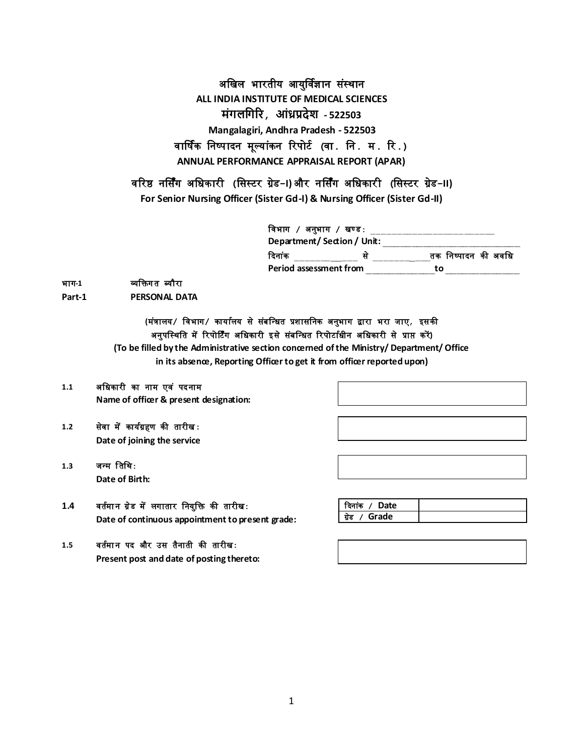# अखिल भारतीय आयुर्विज्ञान संस्थान
# ALL INDIA INSTITUTE OF MEDICAL SCIENCES
## मंगलगिरि, आंध्रप्रदेश - 522503
## Mangalagiri, Andhra Pradesh - 522503
## वार्षिक निष्पादन मूल्यांकन रिपोर्ट (वा. नि. म. रि.)
## ANNUAL PERFORMANCE APPRAISAL REPORT (APAR)

### वरिष्ठ नर्सिंग अधिकारी (सिस्टर ग्रेड–I) और नर्सिंग अधिकारी (सिस्टर ग्रेड–II)
### For Senior Nursing Officer (Sister Gd-I) & Nursing Officer (Sister Gd-II)

विभाग / अनुभाग / खण्ड : ____________________________
**Department/ Section / Unit:** ____________________________
दिनांक ______________ से ______________ तक निष्पादन की अवधि
**Period assessment from** ______________ **to** ______________

**भाग-1** व्यक्तिगत ब्यौरा
**Part-1 PERSONAL DATA**

(मंत्रालय/ विभाग/ कार्यालय से संबन्धित प्रशासनिक अनुभाग द्वारा भरा जाए, इसकी अनुपस्थिति में रिपोर्टिंग अधिकारी इसे संबन्धित रिपोर्टाधीन अधिकारी से प्राप्त करें)
**(To be filled by the Administrative section concerned of the Ministry/ Department/ Office in its absence, Reporting Officer to get it from officer reported upon)**

**1.1** अधिकारी का नाम एवं पदनाम
**Name of officer & present designation:**

| |
|---|
| |

**1.2** सेवा में कार्यग्रहण की तारीख :
**Date of joining the service**

| |
|---|
| |

**1.3** जन्म तिथि:
**Date of Birth:**

| |
|---|
| |

**1.4** वर्तमान ग्रेड में लगातार नियुक्ति की तारीख:
**Date of continuous appointment to present grade:**

| | |
|---|---|
| दिनांक / **Date** | |
| ग्रेड / **Grade** | |

**1.5** वर्तमान पद और उस तैनाती की तारीख:
**Present post and date of posting thereto:**

| |
|---|
| |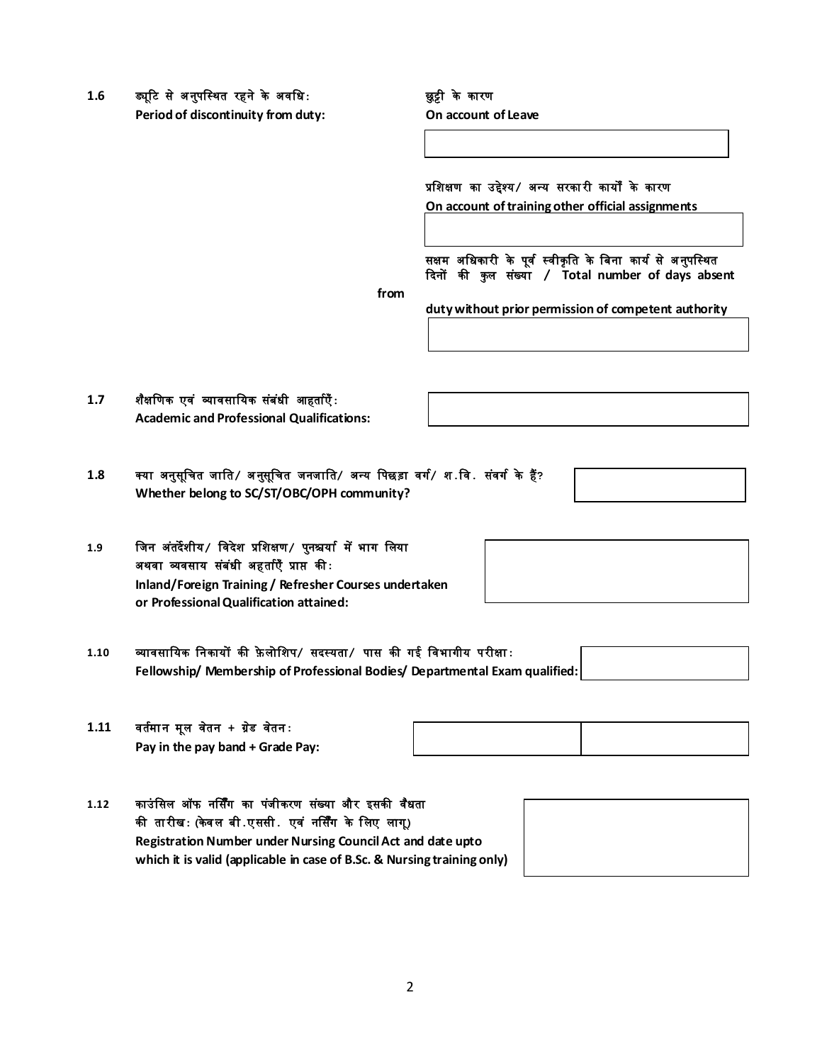**1.6** ड्यूटि से अनुपस्थित रहने के अवधि:
**Period of discontinuity from duty:**

छुट्टी के कारण
**On account of Leave**

प्रशिक्षण का उद्देश्य/ अन्य सरकारी कार्यों के कारण
**On account of training other official assignments**

सक्षम अधिकारी के पूर्व स्वीकृति के बिना कार्य से अनुपस्थित दिनों की कुल संख्या / **Total number of days absent from duty without prior permission of competent authority**

**1.7** शैक्षणिक एवं व्यावसायिक संबंधी आहर्ताएँ:
**Academic and Professional Qualifications:**

**1.8** क्या अनुसूचित जाति/ अनुसूचित जनजाति/ अन्य पिछड़ा वर्ग/ श.वि. संवर्ग के हैं?
**Whether belong to SC/ST/OBC/OPH community?**

**1.9** जिन अंतर्देशीय/ विदेश प्रशिक्षण/ पुनश्चर्या में भाग लिया अथवा व्यवसाय संबंधी अहर्ताएँ प्राप्त की:
**Inland/Foreign Training / Refresher Courses undertaken or Professional Qualification attained:**

**1.10** व्यावसायिक निकायों की फ़ेलोशिप/ सदस्यता/ पास की गई विभागीय परीक्षा:
**Fellowship/ Membership of Professional Bodies/ Departmental Exam qualified:**

**1.11** वर्तमान मूल वेतन + ग्रेड वेतन:
**Pay in the pay band + Grade Pay:**

**1.12** काउंसिल ऑफ नर्सिंग का पंजीकरण संख्या और इसकी वैधता की तारीख: (केवल बी.एससी. एवं नर्सिंग के लिए लागू)
**Registration Number under Nursing Council Act and date upto which it is valid (applicable in case of B.Sc. & Nursing training only)**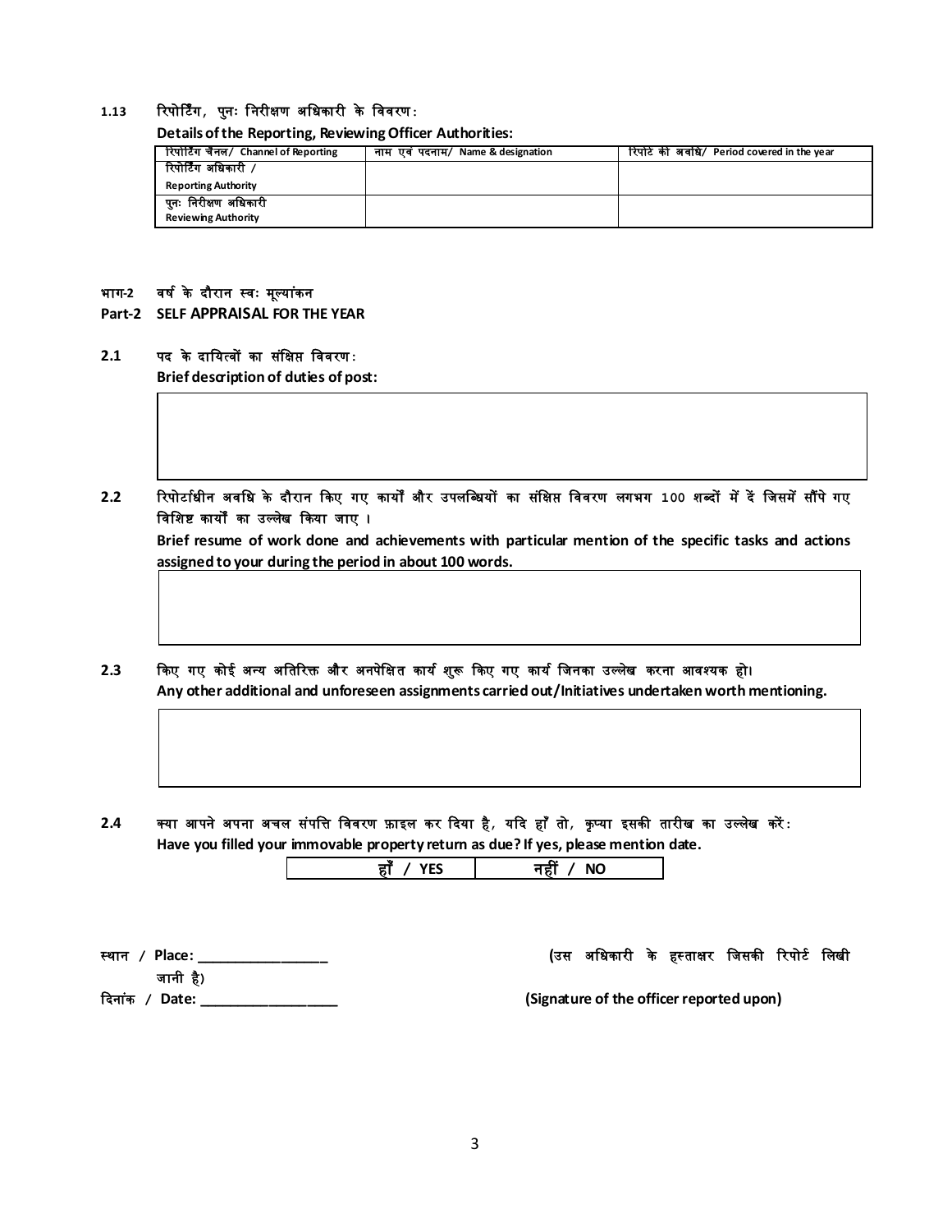**1.13 रिपोर्टिंग, पुनः निरीक्षण अधिकारी के विवरण:**

**Details of the Reporting, Reviewing Officer Authorities:**

| रिपोर्टिंग चैनल/ Channel of Reporting | नाम एवं पदनाम/ Name & designation | रिपोर्ट की अवधि/ Period covered in the year |
|---|---|---|
| रिपोर्टिंग अधिकारी / Reporting Authority | | |
| पुनः निरीक्षण अधिकारी Reviewing Authority | | |

## भाग-2 वर्ष के दौरान स्वः मूल्यांकन

## Part-2 SELF APPRAISAL FOR THE YEAR

**2.1** पद के दायित्वों का संक्षिप्त विवरण:
**Brief description of duties of post:**

**2.2** रिपोर्टाधीन अवधि के दौरान किए गए कार्यों और उपलब्धियों का संक्षिप्त विवरण लगभग 100 शब्दों में दें जिसमें सौंपे गए विशिष्ट कार्यों का उल्लेख किया जाए ।
**Brief resume of work done and achievements with particular mention of the specific tasks and actions assigned to your during the period in about 100 words.**

**2.3** किए गए कोई अन्य अतिरिक्त और अनपेक्षित कार्य शुरू किए गए कार्य जिनका उल्लेख करना आवश्यक हो।
**Any other additional and unforeseen assignments carried out/Initiatives undertaken worth mentioning.**

**2.4** क्या आपने अपना अचल संपत्ति विवरण फ़ाइल कर दिया है, यदि हाँ तो, कृप्या इसकी तारीख का उल्लेख करें:
**Have you filled your immovable property return as due? If yes, please mention date.**

| हाँ / YES | नहीं / NO |
|---|---|

स्थान / **Place: _________________**

दिनांक / **Date: __________________**

**(उस अधिकारी के हस्ताक्षर जिसकी रिपोर्ट लिखी जानी है)**

**(Signature of the officer reported upon)**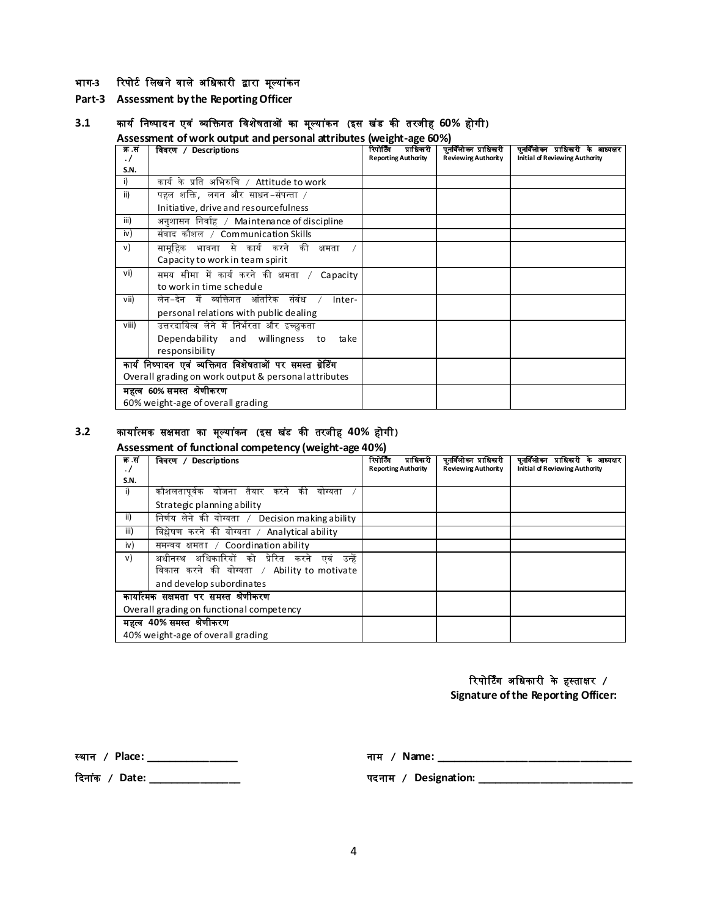## भाग-3 रिपोर्ट लिखने वाले अधिकारी द्वारा मूल्यांकन

## Part-3 Assessment by the Reporting Officer

### 3.1 कार्य निष्पादन एवं व्यक्तिगत विशेषताओं का मूल्यांकन (इस खंड की तरजीह 60% होगी)

**Assessment of work output and personal attributes (weight-age 60%)**

| क्र.सं./ S.N. | विवरण / Descriptions | रिपोर्टिंग प्राधिकारी Reporting Authority | पुनर्विलोकन प्राधिकारी Reviewing Authority | पुनर्विलोकन प्राधिकारी के आद्यक्षर Initial of Reviewing Authority |
|---|---|---|---|---|
| i) | कार्य के प्रति अभिरुचि / Attitude to work | | | |
| ii) | पहल शक्ति, लगन और साधन-संपन्ता / Initiative, drive and resourcefulness | | | |
| iii) | अनुशासन निर्वाह / Maintenance of discipline | | | |
| iv) | संवाद कौशल / Communication Skills | | | |
| v) | सामूहिक भावना से कार्य करने की क्षमता / Capacity to work in team spirit | | | |
| vi) | समय सीमा में कार्य करने की क्षमता / Capacity to work in time schedule | | | |
| vii) | लेन-देन में व्यक्तिगत आंतरिक संबंध / Inter-personal relations with public dealing | | | |
| viii) | उत्तरदायित्व लेने में निर्भरता और इच्छुकता Dependability and willingness to take responsibility | | | |
| | कार्य निष्पादन एवं व्यक्तिगत विशेषताओं पर समस्त ग्रेडिंग Overall grading on work output & personal attributes | | | |
| | महत्व 60% समस्त श्रेणीकरण 60% weight-age of overall grading | | | |

### 3.2 कार्यात्मक सक्षमता का मूल्यांकन (इस खंड की तरजीह 40% होगी)

**Assessment of functional competency (weight-age 40%)**

| क्र.सं./ S.N. | विवरण / Descriptions | रिपोर्टिंग प्राधिकारी Reporting Authority | पुनर्विलोकन प्राधिकारी Reviewing Authority | पुनर्विलोकन प्राधिकारी के आद्यक्षर Initial of Reviewing Authority |
|---|---|---|---|---|
| i) | कौशलतापूर्वक योजना तैयार करने की योग्यता / Strategic planning ability | | | |
| ii) | निर्णय लेने की योग्यता / Decision making ability | | | |
| iii) | विश्लेषण करने की योग्यता / Analytical ability | | | |
| iv) | समन्वय क्षमता / Coordination ability | | | |
| v) | अधीनस्थ अधिकारियों को प्रेरित करने एवं उन्हें विकास करने की योग्यता / Ability to motivate and develop subordinates | | | |
| | कार्यात्मक सक्षमता पर समस्त श्रेणीकरण Overall grading on functional competency | | | |
| | महत्व 40% समस्त श्रेणीकरण 40% weight-age of overall grading | | | |

**रिपोर्टिंग अधिकारी के हस्ताक्षर / Signature of the Reporting Officer:**

**स्थान / Place:** _______________

**दिनांक / Date:** _______________

**नाम / Name:** _______________________________

**पदनाम / Designation:** _________________________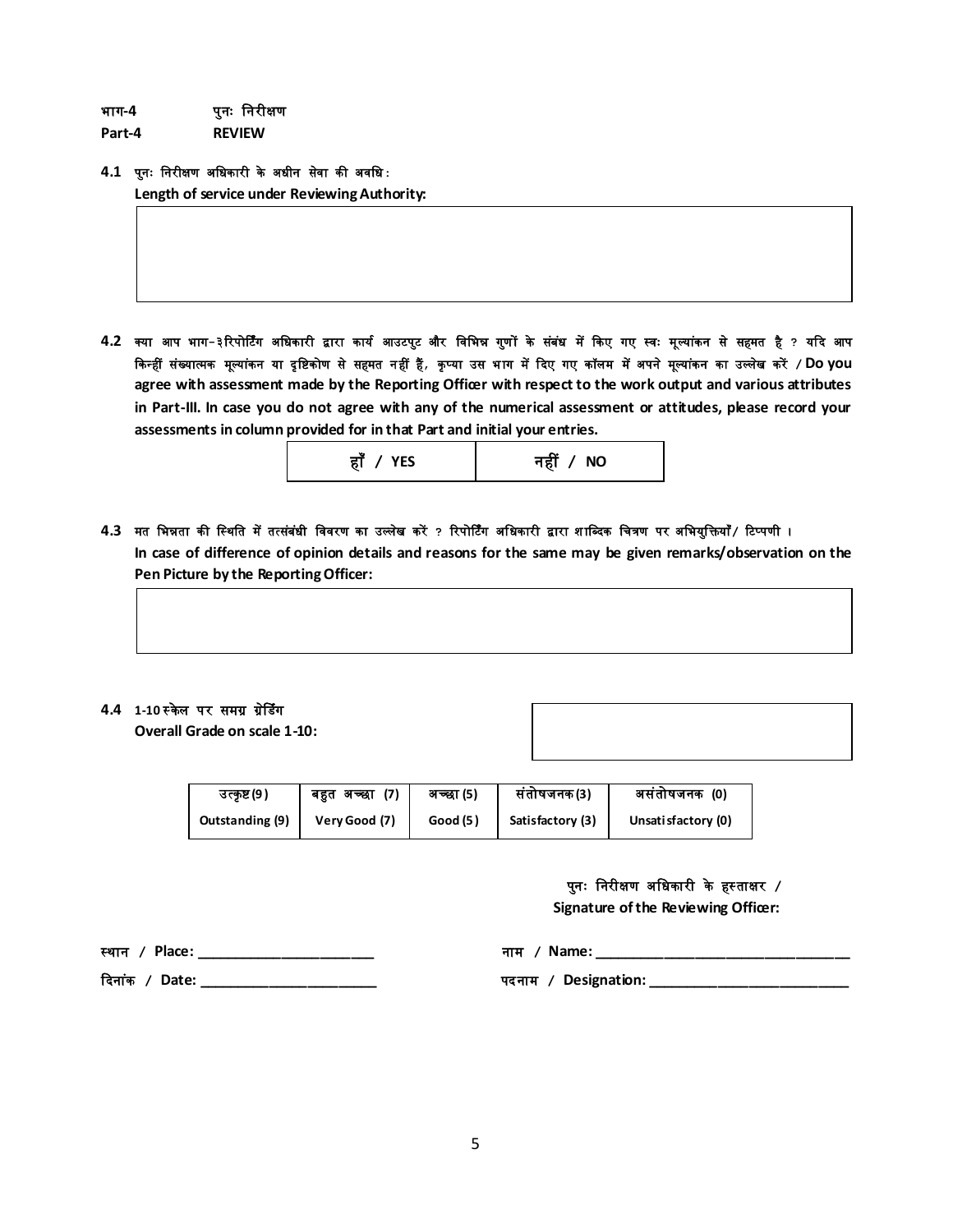भाग-4 पुनः निरीक्षण

**Part-4 REVIEW**

**4.1** पुनः निरीक्षण अधिकारी के अधीन सेवा की अवधि :

**Length of service under Reviewing Authority:**

| |
|---|
| |

**4.2** क्या आप भाग-३ रिपोर्टिंग अधिकारी द्वारा कार्य आउटपुट और विभिन्न गुणों के संबंध में किए गए स्वः मूल्यांकन से सहमत है ? यदि आप किन्हीं संख्यात्मक मूल्यांकन या दृष्टिकोण से सहमत नहीं हैं, कृप्या उस भाग में दिए गए कॉलम में अपने मूल्यांकन का उल्लेख करें / **Do you agree with assessment made by the Reporting Officer with respect to the work output and various attributes in Part-III. In case you do not agree with any of the numerical assessment or attitudes, please record your assessments in column provided for in that Part and initial your entries.**

| हाँ / YES | नहीं / NO |
|---|---|

**4.3** मत भिन्नता की स्थिति में तत्संबंधी विवरण का उल्लेख करें ? रिपोर्टिंग अधिकारी द्वारा शाब्दिक चित्रण पर अभियुक्तियाँ/ टिप्पणी ।

**In case of difference of opinion details and reasons for the same may be given remarks/observation on the Pen Picture by the Reporting Officer:**

| |
|---|
| |

**4.4** 1-10 स्केल पर समग्र ग्रेडिंग

**Overall Grade on scale 1-10:**

| |
|---|
| |

| उत्कृष्ट (9) | बहुत अच्छा (7) | अच्छा (5) | संतोषजनक (3) | असंतोषजनक (0) |
|---|---|---|---|---|
| Outstanding (9) | Very Good (7) | Good (5) | Satisfactory (3) | Unsatisfactory (0) |

पुनः निरीक्षण अधिकारी के हस्ताक्षर /

**Signature of the Reviewing Officer:**

स्थान / **Place:** ______________________

नाम / **Name:** ________________________________

दिनांक / **Date:** ______________________

पदनाम / **Designation:** __________________________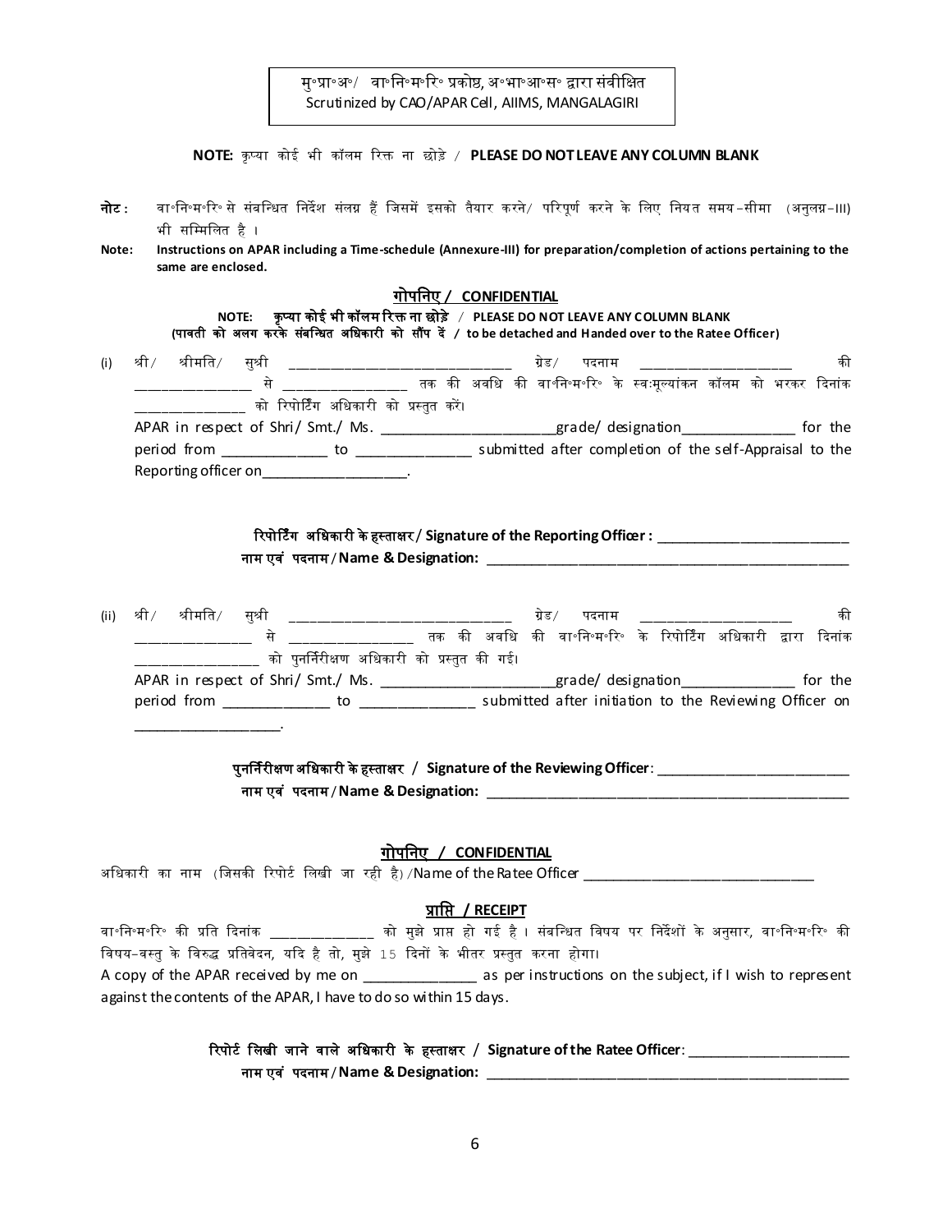मु॰प्रा॰अ॰/ वा॰नि॰म॰रि॰ प्रकोष्ठ, अ॰भा॰आ॰स॰ द्वारा संवीक्षित
Scrutinized by CAO/APAR Cell, AIIMS, MANGALAGIRI

**NOTE:** कृप्या कोई भी कॉलम रिक्त ना छोड़े / **PLEASE DO NOT LEAVE ANY COLUMN BLANK**

**नोट :** वा॰नि॰म॰रि॰ से संबन्धित निर्देश संलग्न हैं जिसमें इसको तैयार करने/ परिपूर्ण करने के लिए नियत समय-सीमा (अनुलग्न-III) भी सम्मिलित है ।

**Note:** **Instructions on APAR including a Time-schedule (Annexure-III) for preparation/completion of actions pertaining to the same are enclosed.**

## गोपनिए / CONFIDENTIAL

**NOTE: कृप्या कोई भी कॉलम रिक्त ना छोड़े / PLEASE DO NOT LEAVE ANY COLUMN BLANK**
**(पावती को अलग करके संबन्धित अधिकारी को सौंप दें / to be detached and Handed over to the Ratee Officer)**

(i) श्री/ श्रीमति/ सुश्री ______________________________ ग्रेड/ पदनाम ____________________ की _______________ से _______________ तक की अवधि की वा॰नि॰म॰रि॰ के स्वःमूल्यांकन कॉलम को भरकर दिनांक ______________ को रिपोर्टिंग अधिकारी को प्रस्तुत करें।

APAR in respect of Shri/ Smt./ Ms. ______________________grade/ designation______________ for the period from _____________ to ______________ submitted after completion of the self-Appraisal to the Reporting officer on__________________.

**रिपोर्टिंग अधिकारी के हस्ताक्षर/ Signature of the Reporting Officer :** _________________________
**नाम एवं पदनाम/Name & Designation:** ________________________________________________

(ii) श्री/ श्रीमति/ सुश्री ______________________________ ग्रेड/ पदनाम ____________________ की _______________ से _______________ तक की अवधि की वा॰नि॰म॰रि॰ के रिपोर्टिंग अधिकारी द्वारा दिनांक _______________ को पुनर्निरीक्षण अधिकारी को प्रस्तुत की गई।

APAR in respect of Shri/ Smt./ Ms. ______________________grade/ designation______________ for the period from _____________ to ______________ submitted after initiation to the Reviewing Officer on __________________.

**पुनर्निरीक्षण अधिकारी के हस्ताक्षर / Signature of the Reviewing Officer**: _________________________
**नाम एवं पदनाम/Name & Designation:** ________________________________________________

## गोपनिए / CONFIDENTIAL

अधिकारी का नाम (जिसकी रिपोर्ट लिखी जा रही है)/Name of the Ratee Officer ______________________________

## प्राप्ति / RECEIPT

वा॰नि॰म॰रि॰ की प्रति दिनांक _____________ को मुझे प्राप्त हो गई है । संबन्धित विषय पर निर्देशों के अनुसार, वा॰नि॰म॰रि॰ की विषय-वस्तु के विरुद्ध प्रतिवेदन, यदि है तो, मुझे 15 दिनों के भीतर प्रस्तुत करना होगा।

A copy of the APAR received by me on ______________ as per instructions on the subject, if I wish to represent against the contents of the APAR, I have to do so within 15 days.

**रिपोर्ट लिखी जाने वाले अधिकारी के हस्ताक्षर / Signature of the Ratee Officer**: _____________________
**नाम एवं पदनाम/Name & Designation:** ________________________________________________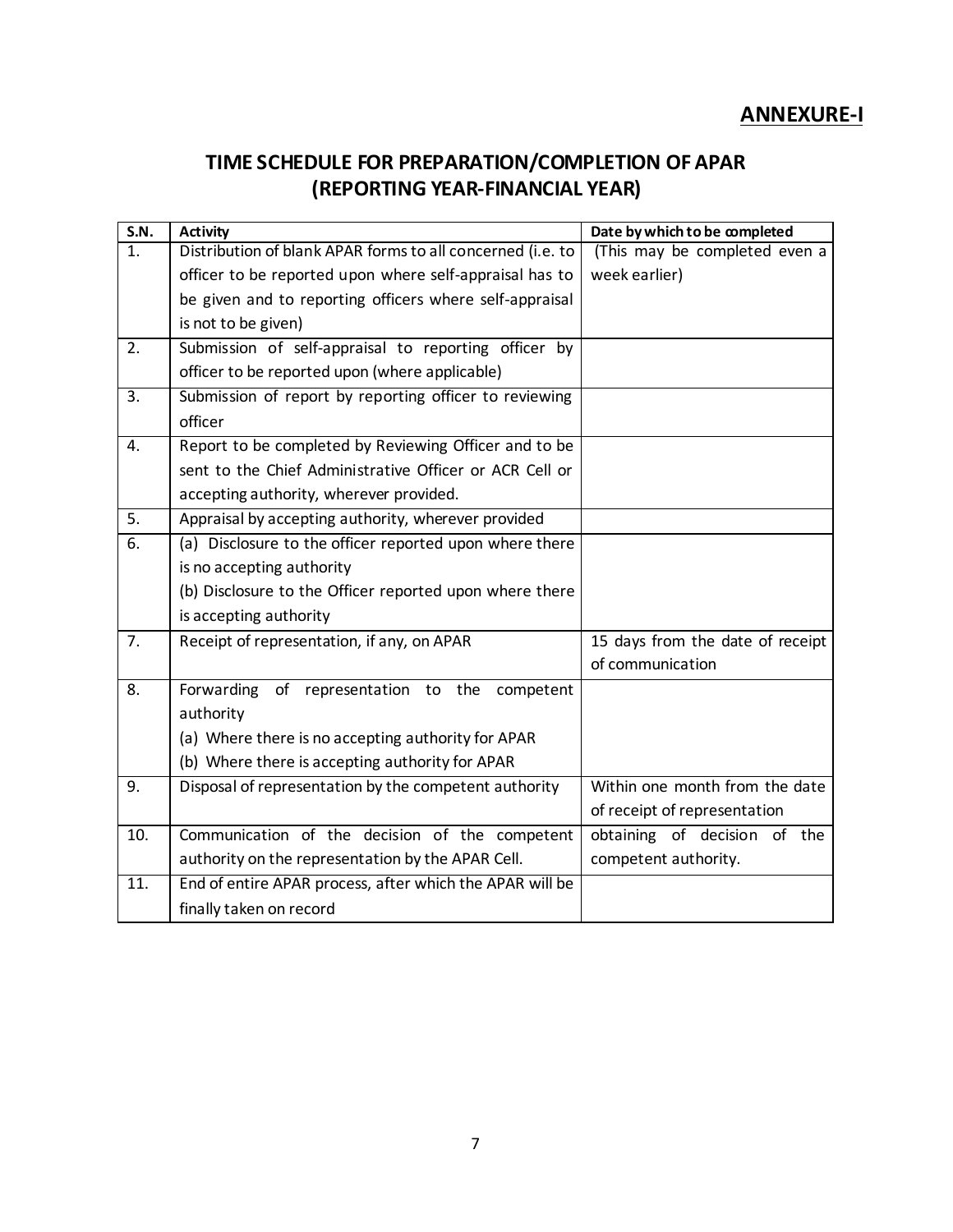**ANNEXURE-I**

## TIME SCHEDULE FOR PREPARATION/COMPLETION OF APAR (REPORTING YEAR-FINANCIAL YEAR)

| S.N. | Activity | Date by which to be completed |
|---|---|---|
| 1. | Distribution of blank APAR forms to all concerned (i.e. to officer to be reported upon where self-appraisal has to be given and to reporting officers where self-appraisal is not to be given) | (This may be completed even a week earlier) |
| 2. | Submission of self-appraisal to reporting officer by officer to be reported upon (where applicable) | |
| 3. | Submission of report by reporting officer to reviewing officer | |
| 4. | Report to be completed by Reviewing Officer and to be sent to the Chief Administrative Officer or ACR Cell or accepting authority, wherever provided. | |
| 5. | Appraisal by accepting authority, wherever provided | |
| 6. | (a) Disclosure to the officer reported upon where there is no accepting authority<br>(b) Disclosure to the Officer reported upon where there is accepting authority | |
| 7. | Receipt of representation, if any, on APAR | 15 days from the date of receipt of communication |
| 8. | Forwarding of representation to the competent authority<br>(a) Where there is no accepting authority for APAR<br>(b) Where there is accepting authority for APAR | |
| 9. | Disposal of representation by the competent authority | Within one month from the date of receipt of representation |
| 10. | Communication of the decision of the competent authority on the representation by the APAR Cell. | obtaining of decision of the competent authority. |
| 11. | End of entire APAR process, after which the APAR will be finally taken on record | |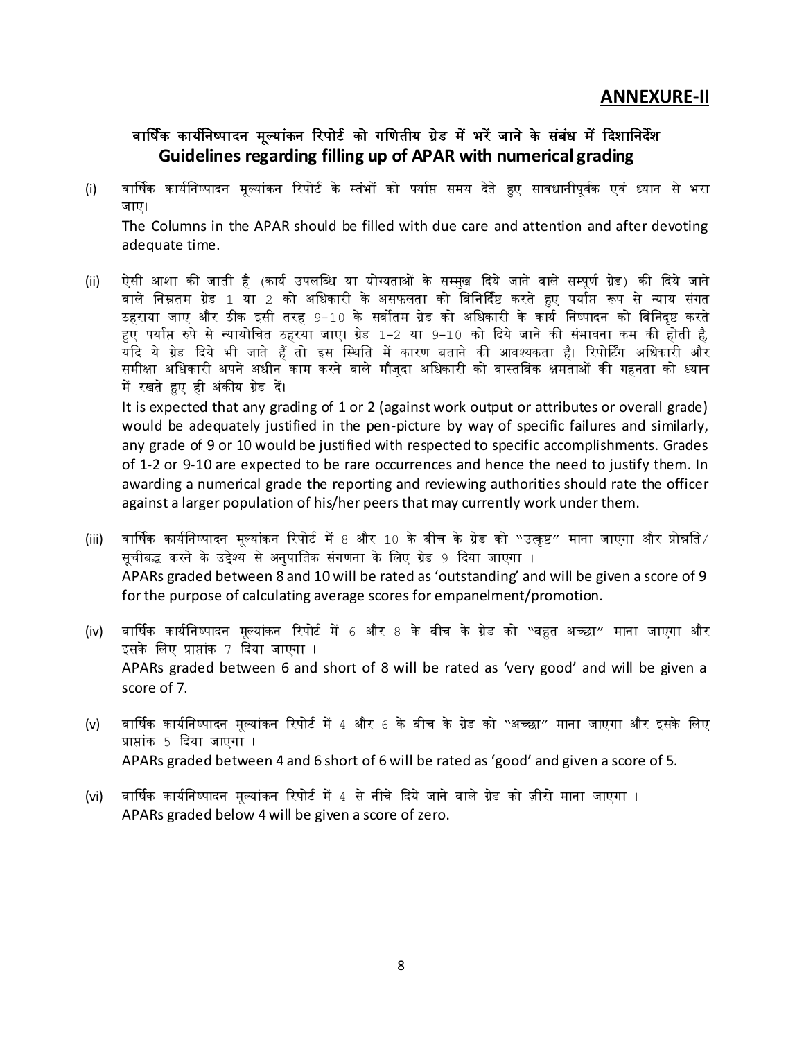## ANNEXURE-II

### वार्षिक कार्यनिष्पादन मूल्यांकन रिपोर्ट को गणितीय ग्रेड में भरें जाने के संबंध में दिशानिर्देश
### Guidelines regarding filling up of APAR with numerical grading

(i) वार्षिक कार्यनिष्पादन मूल्यांकन रिपोर्ट के स्तंभों को पर्याप्त समय देते हुए सावधानीपूर्वक एवं ध्यान से भरा जाए।

The Columns in the APAR should be filled with due care and attention and after devoting adequate time.

(ii) ऐसी आशा की जाती है (कार्य उपलब्धि या योग्यताओं के सम्मुख दिये जाने वाले सम्पूर्ण ग्रेड) की दिये जाने वाले निम्नतम ग्रेड 1 या 2 को अधिकारी के असफलता को विनिर्दिष्ट करते हुए पर्याप्त रूप से न्याय संगत ठहराया जाए और ठीक इसी तरह 9–10 के सर्वोतम ग्रेड को अधिकारी के कार्य निष्पादन को विनिदृष्ट करते हुए पर्याप्त रुपे से न्यायोचित ठहरया जाए। ग्रेड 1–2 या 9–10 को दिये जाने की संभावना कम की होती है, यदि ये ग्रेड दिये भी जाते हैं तो इस स्थिति में कारण बताने की आवश्यकता है। रिपोर्टिंग अधिकारी और समीक्षा अधिकारी अपने अधीन काम करने वाले मौजूदा अधिकारी को वास्तविक क्षमताओं की गहनता को ध्यान में रखते हुए ही अंकीय ग्रेड दें।

It is expected that any grading of 1 or 2 (against work output or attributes or overall grade) would be adequately justified in the pen-picture by way of specific failures and similarly, any grade of 9 or 10 would be justified with respected to specific accomplishments. Grades of 1-2 or 9-10 are expected to be rare occurrences and hence the need to justify them. In awarding a numerical grade the reporting and reviewing authorities should rate the officer against a larger population of his/her peers that may currently work under them.

(iii) वार्षिक कार्यनिष्पादन मूल्यांकन रिपोर्ट में 8 और 10 के बीच के ग्रेड को "उत्कृष्ट" माना जाएगा और प्रोन्नति/सूचीबद्ध करने के उद्देश्य से अनुपातिक संगणना के लिए ग्रेड 9 दिया जाएगा ।

APARs graded between 8 and 10 will be rated as 'outstanding' and will be given a score of 9 for the purpose of calculating average scores for empanelment/promotion.

(iv) वार्षिक कार्यनिष्पादन मूल्यांकन रिपोर्ट में 6 और 8 के बीच के ग्रेड को "बहुत अच्छा" माना जाएगा और इसके लिए प्राप्तांक 7 दिया जाएगा ।

APARs graded between 6 and short of 8 will be rated as 'very good' and will be given a score of 7.

(v) वार्षिक कार्यनिष्पादन मूल्यांकन रिपोर्ट में 4 और 6 के बीच के ग्रेड को "अच्छा" माना जाएगा और इसके लिए प्राप्तांक 5 दिया जाएगा ।

APARs graded between 4 and 6 short of 6 will be rated as 'good' and given a score of 5.

(vi) वार्षिक कार्यनिष्पादन मूल्यांकन रिपोर्ट में 4 से नीचे दिये जाने वाले ग्रेड को ज़ीरो माना जाएगा ।

APARs graded below 4 will be given a score of zero.